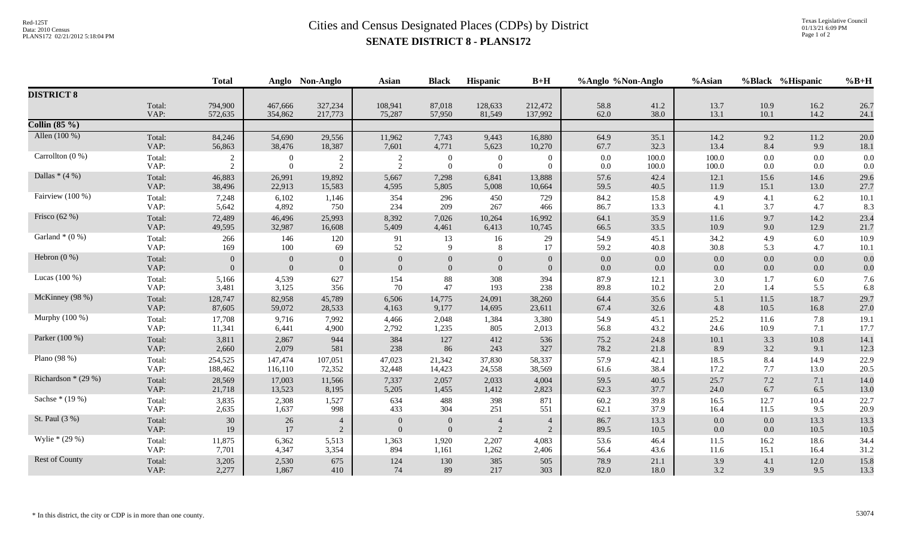# Cities and Census Designated Places (CDPs) by District

## SENATE DISTRICT 8 - PLANS172

Red-125T
Data: 2010 Census
PLANS172 02/21/2012 5:18:04 PM

Texas Legislative Council
01/13/21 6:09 PM

| | | Total | Anglo | Non-Anglo | Asian | Black | Hispanic | B+H | %Anglo | %Non-Anglo | %Asian | %Black | %Hispanic | %B+H |
|---|---|---|---|---|---|---|---|---|---|---|---|---|---|---|
| **DISTRICT 8** | | | | | | | | | | | | | | |
| | Total: | 794,900 | 467,666 | 327,234 | 108,941 | 87,018 | 128,633 | 212,472 | 58.8 | 41.2 | 13.7 | 10.9 | 16.2 | 26.7 |
| | VAP: | 572,635 | 354,862 | 217,773 | 75,287 | 57,950 | 81,549 | 137,992 | 62.0 | 38.0 | 13.1 | 10.1 | 14.2 | 24.1 |
| **Collin (85 %)** | | | | | | | | | | | | | | |
| Allen (100 %) | Total: | 84,246 | 54,690 | 29,556 | 11,962 | 7,743 | 9,443 | 16,880 | 64.9 | 35.1 | 14.2 | 9.2 | 11.2 | 20.0 |
| | VAP: | 56,863 | 38,476 | 18,387 | 7,601 | 4,771 | 5,623 | 10,270 | 67.7 | 32.3 | 13.4 | 8.4 | 9.9 | 18.1 |
| Carrollton (0 %) | Total: | 2 | 0 | 2 | 2 | 0 | 0 | 0 | 0.0 | 100.0 | 100.0 | 0.0 | 0.0 | 0.0 |
| | VAP: | 2 | 0 | 2 | 2 | 0 | 0 | 0 | 0.0 | 100.0 | 100.0 | 0.0 | 0.0 | 0.0 |
| Dallas * (4 %) | Total: | 46,883 | 26,991 | 19,892 | 5,667 | 7,298 | 6,841 | 13,888 | 57.6 | 42.4 | 12.1 | 15.6 | 14.6 | 29.6 |
| | VAP: | 38,496 | 22,913 | 15,583 | 4,595 | 5,805 | 5,008 | 10,664 | 59.5 | 40.5 | 11.9 | 15.1 | 13.0 | 27.7 |
| Fairview (100 %) | Total: | 7,248 | 6,102 | 1,146 | 354 | 296 | 450 | 729 | 84.2 | 15.8 | 4.9 | 4.1 | 6.2 | 10.1 |
| | VAP: | 5,642 | 4,892 | 750 | 234 | 209 | 267 | 466 | 86.7 | 13.3 | 4.1 | 3.7 | 4.7 | 8.3 |
| Frisco (62 %) | Total: | 72,489 | 46,496 | 25,993 | 8,392 | 7,026 | 10,264 | 16,992 | 64.1 | 35.9 | 11.6 | 9.7 | 14.2 | 23.4 |
| | VAP: | 49,595 | 32,987 | 16,608 | 5,409 | 4,461 | 6,413 | 10,745 | 66.5 | 33.5 | 10.9 | 9.0 | 12.9 | 21.7 |
| Garland * (0 %) | Total: | 266 | 146 | 120 | 91 | 13 | 16 | 29 | 54.9 | 45.1 | 34.2 | 4.9 | 6.0 | 10.9 |
| | VAP: | 169 | 100 | 69 | 52 | 9 | 8 | 17 | 59.2 | 40.8 | 30.8 | 5.3 | 4.7 | 10.1 |
| Hebron (0 %) | Total: | 0 | 0 | 0 | 0 | 0 | 0 | 0 | 0.0 | 0.0 | 0.0 | 0.0 | 0.0 | 0.0 |
| | VAP: | 0 | 0 | 0 | 0 | 0 | 0 | 0 | 0.0 | 0.0 | 0.0 | 0.0 | 0.0 | 0.0 |
| Lucas (100 %) | Total: | 5,166 | 4,539 | 627 | 154 | 88 | 308 | 394 | 87.9 | 12.1 | 3.0 | 1.7 | 6.0 | 7.6 |
| | VAP: | 3,481 | 3,125 | 356 | 70 | 47 | 193 | 238 | 89.8 | 10.2 | 2.0 | 1.4 | 5.5 | 6.8 |
| McKinney (98 %) | Total: | 128,747 | 82,958 | 45,789 | 6,506 | 14,775 | 24,091 | 38,260 | 64.4 | 35.6 | 5.1 | 11.5 | 18.7 | 29.7 |
| | VAP: | 87,605 | 59,072 | 28,533 | 4,163 | 9,177 | 14,695 | 23,611 | 67.4 | 32.6 | 4.8 | 10.5 | 16.8 | 27.0 |
| Murphy (100 %) | Total: | 17,708 | 9,716 | 7,992 | 4,466 | 2,048 | 1,384 | 3,380 | 54.9 | 45.1 | 25.2 | 11.6 | 7.8 | 19.1 |
| | VAP: | 11,341 | 6,441 | 4,900 | 2,792 | 1,235 | 805 | 2,013 | 56.8 | 43.2 | 24.6 | 10.9 | 7.1 | 17.7 |
| Parker (100 %) | Total: | 3,811 | 2,867 | 944 | 384 | 127 | 412 | 536 | 75.2 | 24.8 | 10.1 | 3.3 | 10.8 | 14.1 |
| | VAP: | 2,660 | 2,079 | 581 | 238 | 86 | 243 | 327 | 78.2 | 21.8 | 8.9 | 3.2 | 9.1 | 12.3 |
| Plano (98 %) | Total: | 254,525 | 147,474 | 107,051 | 47,023 | 21,342 | 37,830 | 58,337 | 57.9 | 42.1 | 18.5 | 8.4 | 14.9 | 22.9 |
| | VAP: | 188,462 | 116,110 | 72,352 | 32,448 | 14,423 | 24,558 | 38,569 | 61.6 | 38.4 | 17.2 | 7.7 | 13.0 | 20.5 |
| Richardson * (29 %) | Total: | 28,569 | 17,003 | 11,566 | 7,337 | 2,057 | 2,033 | 4,004 | 59.5 | 40.5 | 25.7 | 7.2 | 7.1 | 14.0 |
| | VAP: | 21,718 | 13,523 | 8,195 | 5,205 | 1,455 | 1,412 | 2,823 | 62.3 | 37.7 | 24.0 | 6.7 | 6.5 | 13.0 |
| Sachse * (19 %) | Total: | 3,835 | 2,308 | 1,527 | 634 | 488 | 398 | 871 | 60.2 | 39.8 | 16.5 | 12.7 | 10.4 | 22.7 |
| | VAP: | 2,635 | 1,637 | 998 | 433 | 304 | 251 | 551 | 62.1 | 37.9 | 16.4 | 11.5 | 9.5 | 20.9 |
| St. Paul (3 %) | Total: | 30 | 26 | 4 | 0 | 0 | 4 | 4 | 86.7 | 13.3 | 0.0 | 0.0 | 13.3 | 13.3 |
| | VAP: | 19 | 17 | 2 | 0 | 0 | 2 | 2 | 89.5 | 10.5 | 0.0 | 0.0 | 10.5 | 10.5 |
| Wylie * (29 %) | Total: | 11,875 | 6,362 | 5,513 | 1,363 | 1,920 | 2,207 | 4,083 | 53.6 | 46.4 | 11.5 | 16.2 | 18.6 | 34.4 |
| | VAP: | 7,701 | 4,347 | 3,354 | 894 | 1,161 | 1,262 | 2,406 | 56.4 | 43.6 | 11.6 | 15.1 | 16.4 | 31.2 |
| Rest of County | Total: | 3,205 | 2,530 | 675 | 124 | 130 | 385 | 505 | 78.9 | 21.1 | 3.9 | 4.1 | 12.0 | 15.8 |
| | VAP: | 2,277 | 1,867 | 410 | 74 | 89 | 217 | 303 | 82.0 | 18.0 | 3.2 | 3.9 | 9.5 | 13.3 |

* In this district, the city or CDP is in more than one county.

53074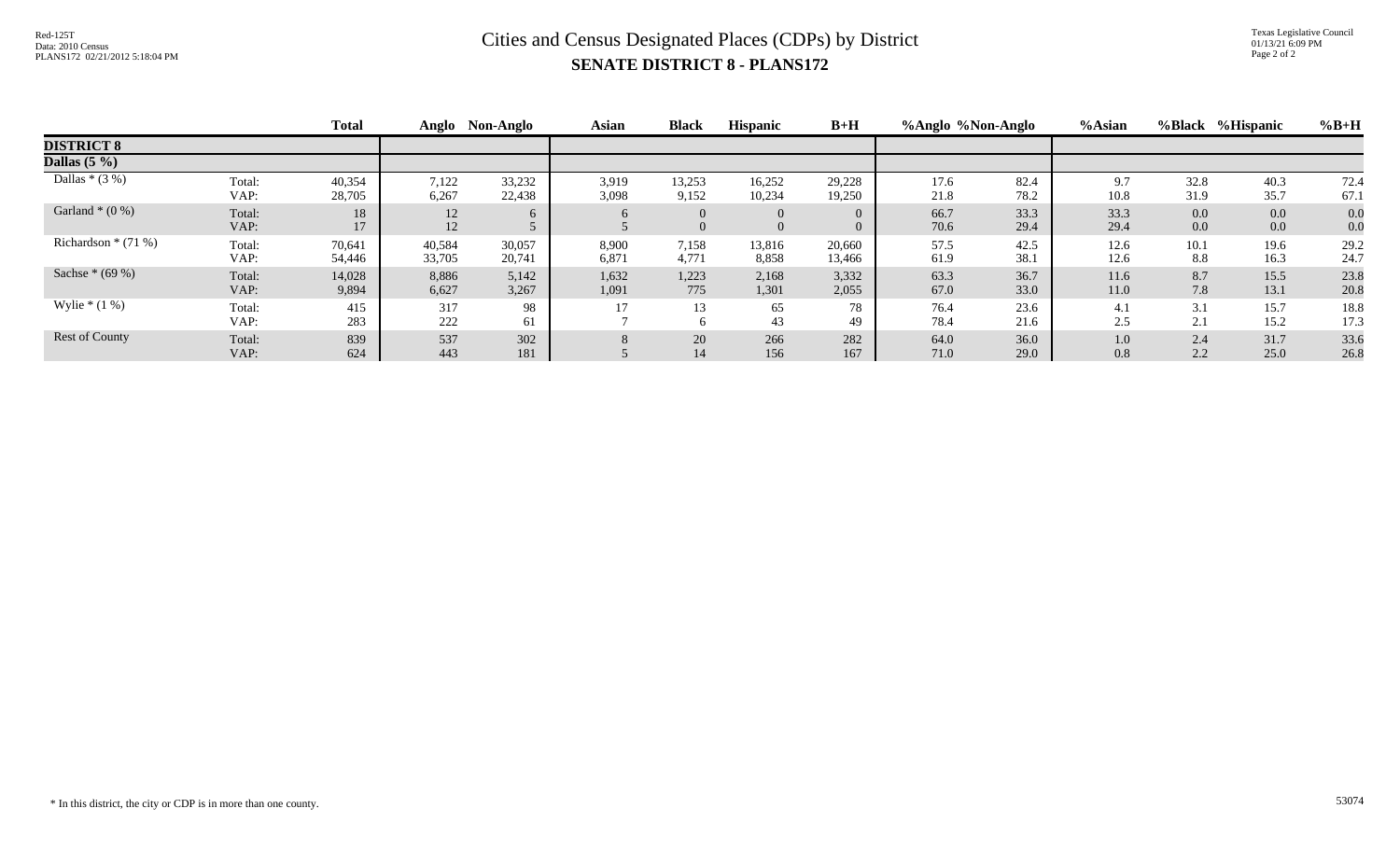# Cities and Census Designated Places (CDPs) by District

## SENATE DISTRICT 8 - PLANS172

| | | Total | Anglo | Non-Anglo | Asian | Black | Hispanic | B+H | %Anglo | %Non-Anglo | %Asian | %Black | %Hispanic | %B+H |
|---|---|---|---|---|---|---|---|---|---|---|---|---|---|---|
| **DISTRICT 8** | | | | | | | | | | | | | | |
| **Dallas (5 %)** | | | | | | | | | | | | | | |
| Dallas * (3 %) | Total: | 40,354 | 7,122 | 33,232 | 3,919 | 13,253 | 16,252 | 29,228 | 17.6 | 82.4 | 9.7 | 32.8 | 40.3 | 72.4 |
| | VAP: | 28,705 | 6,267 | 22,438 | 3,098 | 9,152 | 10,234 | 19,250 | 21.8 | 78.2 | 10.8 | 31.9 | 35.7 | 67.1 |
| Garland * (0 %) | Total: | 18 | 12 | 6 | 6 | 0 | 0 | 0 | 66.7 | 33.3 | 33.3 | 0.0 | 0.0 | 0.0 |
| | VAP: | 17 | 12 | 5 | 5 | 0 | 0 | 0 | 70.6 | 29.4 | 29.4 | 0.0 | 0.0 | 0.0 |
| Richardson * (71 %) | Total: | 70,641 | 40,584 | 30,057 | 8,900 | 7,158 | 13,816 | 20,660 | 57.5 | 42.5 | 12.6 | 10.1 | 19.6 | 29.2 |
| | VAP: | 54,446 | 33,705 | 20,741 | 6,871 | 4,771 | 8,858 | 13,466 | 61.9 | 38.1 | 12.6 | 8.8 | 16.3 | 24.7 |
| Sachse * (69 %) | Total: | 14,028 | 8,886 | 5,142 | 1,632 | 1,223 | 2,168 | 3,332 | 63.3 | 36.7 | 11.6 | 8.7 | 15.5 | 23.8 |
| | VAP: | 9,894 | 6,627 | 3,267 | 1,091 | 775 | 1,301 | 2,055 | 67.0 | 33.0 | 11.0 | 7.8 | 13.1 | 20.8 |
| Wylie * (1 %) | Total: | 415 | 317 | 98 | 17 | 13 | 65 | 78 | 76.4 | 23.6 | 4.1 | 3.1 | 15.7 | 18.8 |
| | VAP: | 283 | 222 | 61 | 7 | 6 | 43 | 49 | 78.4 | 21.6 | 2.5 | 2.1 | 15.2 | 17.3 |
| Rest of County | Total: | 839 | 537 | 302 | 8 | 20 | 266 | 282 | 64.0 | 36.0 | 1.0 | 2.4 | 31.7 | 33.6 |
| | VAP: | 624 | 443 | 181 | 5 | 14 | 156 | 167 | 71.0 | 29.0 | 0.8 | 2.2 | 25.0 | 26.8 |

* In this district, the city or CDP is in more than one county.